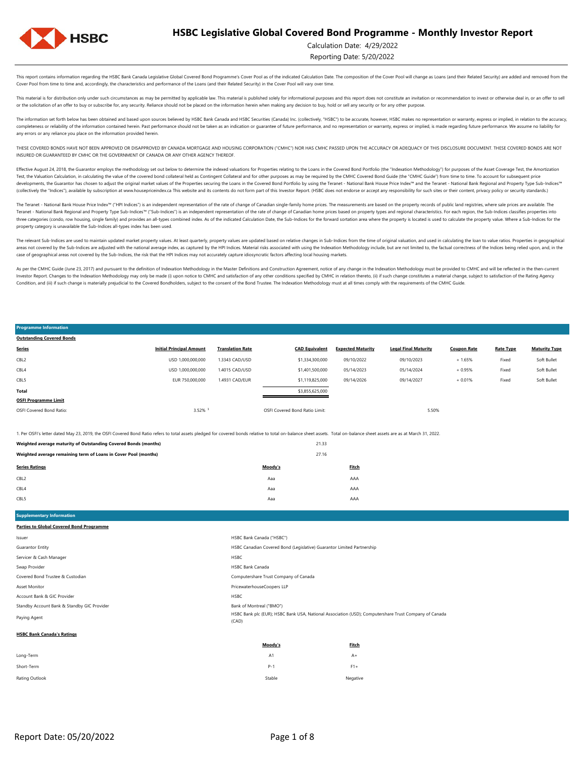# HSBC Legislative Global Covered Bond Programme - Monthly Investor Report

Calculation Date: 4/29/2022

Reporting Date: 5/20/2022

This report contains information regarding the HSBC Bank Canada Legislative Global Covered Bond Programme's Cover Pool as of the indicated Calculation Date. The composition of the Cover Pool will change as Loans (and their Related Security) are added and removed from the Cover Pool from time to time and, accordingly, the characteristics and performance of the Loans (and their Related Security) in the Cover Pool will vary over time.

This material is for distribution only under such circumstances as may be permitted by applicable law. This material is published solely for informational purposes and this report does not constitute an invitation or recommendation to invest or otherwise deal in, or an offer to sell or the solicitation of an offer to buy or subscribe for, any security. Reliance should not be placed on the information herein when making any decision to buy, hold or sell any security or for any other purpose.

The information set forth below has been obtained and based upon sources believed by HSBC Bank Canada and HSBC Securities (Canada) Inc. (collectively, "HSBC") to be accurate, however, HSBC makes no representation or warranty, express or implied, in relation to the accuracy, completeness or reliability of the information contained herein. Past performance should not be taken as an indication or guarantee of future performance, and no representation or warranty, express or implied, is made regarding future performance. We assume no liability for any errors or any reliance you place on the information provided herein.

THESE COVERED BONDS HAVE NOT BEEN APPROVED OR DISAPPROVED BY CANADA MORTGAGE AND HOUSING CORPORATION ("CMHC") NOR HAS CMHC PASSED UPON THE ACCURACY OR ADEQUACY OF THIS DISCLOSURE DOCUMENT. THESE COVERED BONDS ARE NOT INSURED OR GUARANTEED BY CMHC OR THE GOVERNMENT OF CANADA OR ANY OTHER AGENCY THEREOF.

Effective August 24, 2018, the Guarantor employs the methodology set out below to determine the indexed valuations for Properties relating to the Loans in the Covered Bond Portfolio (the "Indexation Methodology") for purposes of the Asset Coverage Test, the Amortization Test, the Valuation Calculation, in calculating the value of the covered bond collateral held as Contingent Collateral and for other purposes as may be required by the CMHC Covered Bond Guide (the "CMHC Guide") from time to time. To account for subsequent price developments, the Guarantor has chosen to adjust the original market values of the Properties securing the Loans in the Covered Bond Portfolio by using the Teranet - National Bank House Price Index™ and the Teranet - National Bank Regional and Property Type Sub-Indices™ (collectively the "Indices"), available by subscription at www.housepriceindex.ca This website and its contents do not form part of this Investor Report. (HSBC does not endorse or accept any responsibility for such sites or their content, privacy policy or security standards.)

The Teranet - National Bank House Price Index™ ("HPI Indices") is an independent representation of the rate of change of Canadian single-family home prices. The measurements are based on the property records of public land registries, where sale prices are available. The Teranet - National Bank Regional and Property Type Sub-Indices™ ("Sub-Indices") is an independent representation of the rate of change of Canadian home prices based on property types and regional characteristics. For each region, the Sub-Indices classifies properties into three categories (condo, row housing, single family) and provides an all-types combined index. As of the indicated Calculation Date, the Sub-Indices for the forward sortation area where the property is located is used to calculate the property value. Where a Sub-Indices for the property category is unavailable the Sub-Indices all-types index has been used.

The relevant Sub-Indices are used to maintain updated market property values. At least quarterly, property values are updated based on relative changes in Sub-Indices from the time of original valuation, and used in calculating the loan to value ratios. Properties in geographical areas not covered by the Sub-Indices are adjusted with the national average index, as captured by the HPI Indices. Material risks associated with using the Indexation Methodology include, but are not limited to, the factual correctness of the Indices being relied upon, and, in the case of geographical areas not covered by the Sub-Indices, the risk that the HPI Indices may not accurately capture idiosyncratic factors affecting local housing markets.

As per the CMHC Guide (June 23, 2017) and pursuant to the definition of Indexation Methodology in the Master Definitions and Construction Agreement, notice of any change in the Indexation Methodology must be provided to CMHC and will be reflected in the then-current Investor Report. Changes to the Indexation Methodology may only be made (i) upon notice to CMHC and satisfaction of any other conditions specified by CMHC in relation thereto, (ii) if such change constitutes a material change, subject to satisfaction of the Rating Agency Condition, and (iii) if such change is materially prejudicial to the Covered Bondholders, subject to the consent of the Bond Trustee. The Indexation Methodology must at all times comply with the requirements of the CMHC Guide.

## Programme Information

**Outstanding Covered Bonds**

| Series | Initial Principal Amount | Translation Rate | CAD Equivalent | Expected Maturity | Legal Final Maturity | Coupon Rate | Rate Type | Maturity Type |
|---|---|---|---|---|---|---|---|---|
| CBL2 | USD 1,000,000,000 | 1.3343 CAD/USD | $1,334,300,000 | 09/10/2022 | 09/10/2023 | + 1.65% | Fixed | Soft Bullet |
| CBL4 | USD 1,000,000,000 | 1.4015 CAD/USD | $1,401,500,000 | 05/14/2023 | 05/14/2024 | + 0.95% | Fixed | Soft Bullet |
| CBL5 | EUR 750,000,000 | 1.4931 CAD/EUR | $1,119,825,000 | 09/14/2026 | 09/14/2027 | + 0.01% | Fixed | Soft Bullet |
| **Total** | | | $3,855,625,000 | | | | | |

**OSFI Programme Limit**

| | | | |
|---|---|---|---|
| OSFI Covered Bond Ratio: | 3.52% [1] | OSFI Covered Bond Ratio Limit: | 5.50% |

1. Per OSFI's letter dated May 23, 2019, the OSFI Covered Bond Ratio refers to total assets pledged for covered bonds relative to total on-balance sheet assets. Total on-balance sheet assets are as at March 31, 2022.

| | |
|---|---|
| **Weighted average maturity of Outstanding Covered Bonds (months)** | 21.33 |
| **Weighted average remaining term of Loans in Cover Pool (months)** | 27.16 |

| Series Ratings | Moody's | Fitch |
|---|---|---|
| CBL2 | Aaa | AAA |
| CBL4 | Aaa | AAA |
| CBL5 | Aaa | AAA |

## Supplementary Information

**Parties to Global Covered Bond Programme**

| | |
|---|---|
| Issuer | HSBC Bank Canada ("HSBC") |
| Guarantor Entity | HSBC Canadian Covered Bond (Legislative) Guarantor Limited Partnership |
| Servicer & Cash Manager | HSBC |
| Swap Provider | HSBC Bank Canada |
| Covered Bond Trustee & Custodian | Computershare Trust Company of Canada |
| Asset Monitor | PricewaterhouseCoopers LLP |
| Account Bank & GIC Provider | HSBC |
| Standby Account Bank & Standby GIC Provider | Bank of Montreal ("BMO") |
| Paying Agent | HSBC Bank plc (EUR); HSBC Bank USA, National Association (USD); Computershare Trust Company of Canada (CAD) |

**HSBC Bank Canada's Ratings**

| | Moody's | Fitch |
|---|---|---|
| Long-Term | A1 | A+ |
| Short-Term | P-1 | F1+ |
| Rating Outlook | Stable | Negative |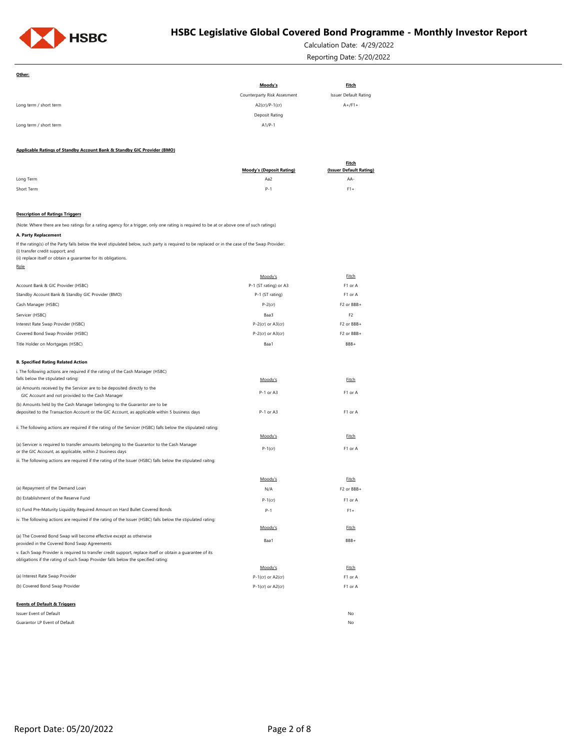**Other:**

| | Moody's | Fitch |
|---|---|---|
| | Counterparty Risk Assesment | Issuer Default Rating |
| Long term / short term | A2(cr)/P-1(cr) | A+/F1+ |
| | Deposit Rating | |
| Long term / short term | A1/P-1 | |

**Applicable Ratings of Standby Account Bank & Standby GIC Provider (BMO)**

| | Moody's (Deposit Rating) | Fitch (Issuer Default Rating) |
|---|---|---|
| Long Term | Aa2 | AA- |
| Short Term | P-1 | F1+ |

**Description of Ratings Triggers**

(Note: Where there are two ratings for a rating agency for a trigger, only one rating is required to be at or above one of such ratings)

**A. Party Replacement**

If the rating(s) of the Party falls below the level stipulated below, such party is required to be replaced or in the case of the Swap Provider:
(i) transfer credit support; and
(ii) replace itself or obtain a guarantee for its obligations.

| Role | Moody's | Fitch |
|---|---|---|
| Account Bank & GIC Provider (HSBC) | P-1 (ST rating) or A3 | F1 or A |
| Standby Account Bank & Standby GIC Provider (BMO) | P-1 (ST rating) | F1 or A |
| Cash Manager (HSBC) | P-2(cr) | F2 or BBB+ |
| Servicer (HSBC) | Baa3 | F2 |
| Interest Rate Swap Provider (HSBC) | P-2(cr) or A3(cr) | F2 or BBB+ |
| Covered Bond Swap Provider (HSBC) | P-2(cr) or A3(cr) | F2 or BBB+ |
| Title Holder on Mortgages (HSBC) | Baa1 | BBB+ |

**B. Specified Rating Related Action**

| i. The following actions are required if the rating of the Cash Manager (HSBC) falls below the stipulated rating: | Moody's | Fitch |
|---|---|---|
| (a) Amounts received by the Servicer are to be deposited directly to the GIC Account and not provided to the Cash Manager | P-1 or A3 | F1 or A |
| (b) Amounts held by the Cash Manager belonging to the Guarantor are to be deposited to the Transaction Account or the GIC Account, as applicable within 5 business days | P-1 or A3 | F1 or A |

| ii. The following actions are required if the rating of the Servicer (HSBC) falls below the stipulated rating: | Moody's | Fitch |
|---|---|---|
| (a) Servicer is required to transfer amounts belonging to the Guarantor to the Cash Manager or the GIC Account, as applicable, within 2 business days | P-1(cr) | F1 or A |

| iii. The following actions are required if the rating of the Issuer (HSBC) falls below the stipulated raitng: | Moody's | Fitch |
|---|---|---|
| (a) Repayment of the Demand Loan | N/A | F2 or BBB+ |
| (b) Establishment of the Reserve Fund | P-1(cr) | F1 or A |
| (c) Fund Pre-Maturity Liquidity Required Amount on Hard Bullet Covered Bonds | P-1 | F1+ |

| iv. The following actions are required if the rating of the Issuer (HSBC) falls below the stipulated rating: | Moody's | Fitch |
|---|---|---|
| (a) The Covered Bond Swap will become effective except as otherwise provided in the Covered Bond Swap Agreements | Baa1 | BBB+ |

| v. Each Swap Provider is required to transfer credit support, replace itself or obtain a guarantee of its obligations if the rating of such Swap Provider falls below the specified rating: | Moody's | Fitch |
|---|---|---|
| (a) Interest Rate Swap Provider | P-1(cr) or A2(cr) | F1 or A |
| (b) Covered Bond Swap Provider | P-1(cr) or A2(cr) | F1 or A |

**Events of Default & Triggers**

| | |
|---|---|
| Issuer Event of Default | No |
| Guarantor LP Event of Default | No |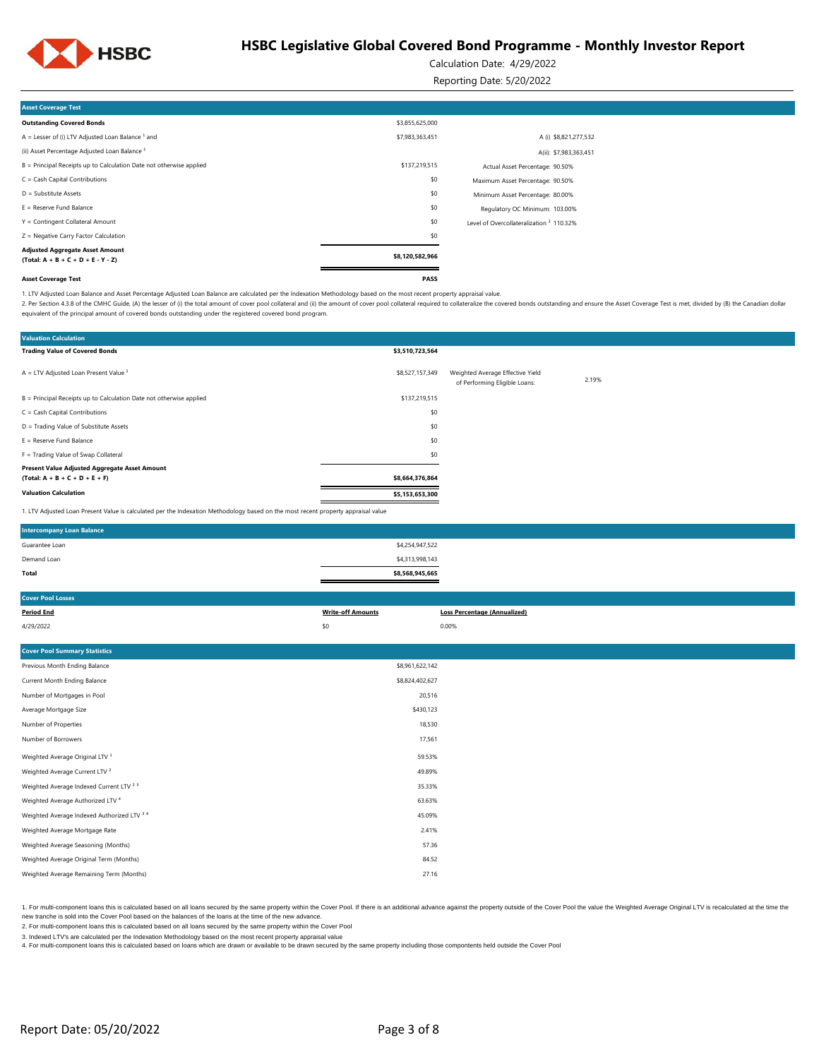# HSBC Legislative Global Covered Bond Programme - Monthly Investor Report

Calculation Date: 4/29/2022

Reporting Date: 5/20/2022

| Asset Coverage Test | | |
|---|---|---|
| **Outstanding Covered Bonds** | $3,855,625,000 | |
| A = Lesser of (i) LTV Adjusted Loan Balance [1] and | $7,983,363,451 | A (i) $8,821,277,532 |
| (ii) Asset Percentage Adjusted Loan Balance [1] | | A(ii): $7,983,363,451 |
| B = Principal Receipts up to Calculation Date not otherwise applied | $137,219,515 | Actual Asset Percentage: 90.50% |
| C = Cash Capital Contributions | $0 | Maximum Asset Percentage: 90.50% |
| D = Substitute Assets | $0 | Minimum Asset Percentage: 80.00% |
| E = Reserve Fund Balance | $0 | Regulatory OC Minimum: 103.00% |
| Y = Contingent Collateral Amount | $0 | Level of Overcollateralization [2] 110.32% |
| Z = Negative Carry Factor Calculation | $0 | |
| **Adjusted Aggregate Asset Amount (Total: A + B + C + D + E - Y - Z)** | **$8,120,582,966** | |
| **Asset Coverage Test** | **PASS** | |

1. LTV Adjusted Loan Balance and Asset Percentage Adjusted Loan Balance are calculated per the Indexation Methodology based on the most recent property appraisal value.

2. Per Section 4.3.8 of the CMHC Guide, (A) the lesser of (i) the total amount of cover pool collateral and (ii) the amount of cover pool collateral required to collateralize the covered bonds outstanding and ensure the Asset Coverage Test is met, divided by (B) the Canadian dollar equivalent of the principal amount of covered bonds outstanding under the registered covered bond program.

| Valuation Calculation | | | |
|---|---|---|---|
| **Trading Value of Covered Bonds** | **$3,510,723,564** | | |
| A = LTV Adjusted Loan Present Value [1] | $8,527,157,349 | Weighted Average Effective Yield of Performing Eligible Loans: | 2.19% |
| B = Principal Receipts up to Calculation Date not otherwise applied | $137,219,515 | | |
| C = Cash Capital Contributions | $0 | | |
| D = Trading Value of Substitute Assets | $0 | | |
| E = Reserve Fund Balance | $0 | | |
| F = Trading Value of Swap Collateral | $0 | | |
| **Present Value Adjusted Aggregate Asset Amount (Total: A + B + C + D + E + F)** | **$8,664,376,864** | | |
| **Valuation Calculation** | **$5,153,653,300** | | |

1. LTV Adjusted Loan Present Value is calculated per the Indexation Methodology based on the most recent property appraisal value

| Intercompany Loan Balance | |
|---|---|
| Guarantee Loan | $4,254,947,522 |
| Demand Loan | $4,313,998,143 |
| **Total** | **$8,568,945,665** |

| Cover Pool Losses | | |
|---|---|---|
| **Period End** | **Write-off Amounts** | **Loss Percentage (Annualized)** |
| 4/29/2022 | $0 | 0.00% |

| Cover Pool Summary Statistics | |
|---|---|
| Previous Month Ending Balance | $8,961,622,142 |
| Current Month Ending Balance | $8,824,402,627 |
| Number of Mortgages in Pool | 20,516 |
| Average Mortgage Size | $430,123 |
| Number of Properties | 18,530 |
| Number of Borrowers | 17,561 |
| Weighted Average Original LTV [1] | 59.53% |
| Weighted Average Current LTV [2] | 49.89% |
| Weighted Average Indexed Current LTV [2 3] | 35.33% |
| Weighted Average Authorized LTV [4] | 63.63% |
| Weighted Average Indexed Authorized LTV [3 4] | 45.09% |
| Weighted Average Mortgage Rate | 2.41% |
| Weighted Average Seasoning (Months) | 57.36 |
| Weighted Average Original Term (Months) | 84.52 |
| Weighted Average Remaining Term (Months) | 27.16 |

1. For multi-component loans this is calculated based on all loans secured by the same property within the Cover Pool. If there is an additional advance against the property outside of the Cover Pool the value the Weighted Average Original LTV is recalculated at the time the new tranche is sold into the Cover Pool based on the balances of the loans at the time of the new advance.

2. For multi-component loans this is calculated based on all loans secured by the same property within the Cover Pool

3. Indexed LTV's are calculated per the Indexation Methodology based on the most recent property appraisal value

4. For multi-component loans this is calculated based on loans which are drawn or available to be drawn secured by the same property including those compontents held outside the Cover Pool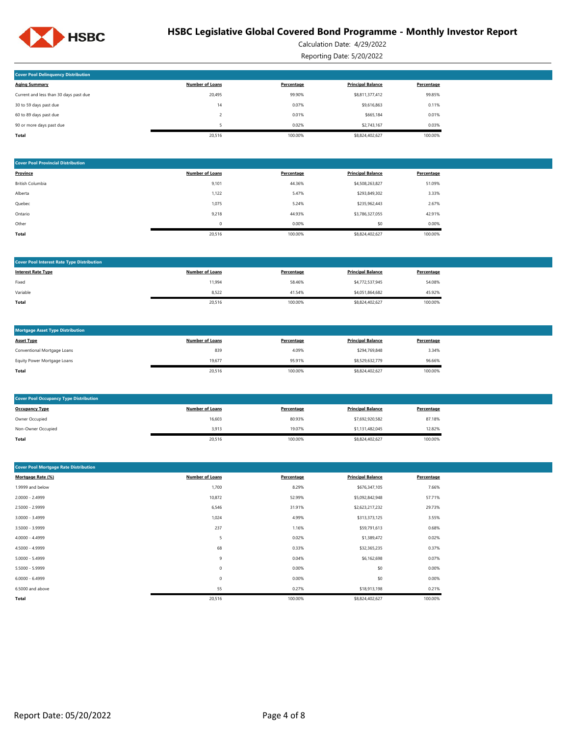# HSBC Legislative Global Covered Bond Programme - Monthly Investor Report

Calculation Date: 4/29/2022

Reporting Date: 5/20/2022

## Cover Pool Delinquency Distribution

| Aging Summary | Number of Loans | Percentage | Principal Balance | Percentage |
|---|---|---|---|---|
| Current and less than 30 days past due | 20,495 | 99.90% | $8,811,377,412 | 99.85% |
| 30 to 59 days past due | 14 | 0.07% | $9,616,863 | 0.11% |
| 60 to 89 days past due | 2 | 0.01% | $665,184 | 0.01% |
| 90 or more days past due | 5 | 0.02% | $2,743,167 | 0.03% |
| **Total** | 20,516 | 100.00% | $8,824,402,627 | 100.00% |

## Cover Pool Provincial Distribution

| Province | Number of Loans | Percentage | Principal Balance | Percentage |
|---|---|---|---|---|
| British Columbia | 9,101 | 44.36% | $4,508,263,827 | 51.09% |
| Alberta | 1,122 | 5.47% | $293,849,302 | 3.33% |
| Quebec | 1,075 | 5.24% | $235,962,443 | 2.67% |
| Ontario | 9,218 | 44.93% | $3,786,327,055 | 42.91% |
| Other | 0 | 0.00% | $0 | 0.00% |
| **Total** | 20,516 | 100.00% | $8,824,402,627 | 100.00% |

## Cover Pool Interest Rate Type Distribution

| Interest Rate Type | Number of Loans | Percentage | Principal Balance | Percentage |
|---|---|---|---|---|
| Fixed | 11,994 | 58.46% | $4,772,537,945 | 54.08% |
| Variable | 8,522 | 41.54% | $4,051,864,682 | 45.92% |
| **Total** | 20,516 | 100.00% | $8,824,402,627 | 100.00% |

## Mortgage Asset Type Distribution

| Asset Type | Number of Loans | Percentage | Principal Balance | Percentage |
|---|---|---|---|---|
| Conventional Mortgage Loans | 839 | 4.09% | $294,769,848 | 3.34% |
| Equity Power Mortgage Loans | 19,677 | 95.91% | $8,529,632,779 | 96.66% |
| **Total** | 20,516 | 100.00% | $8,824,402,627 | 100.00% |

## Cover Pool Occupancy Type Distribution

| Occupancy Type | Number of Loans | Percentage | Principal Balance | Percentage |
|---|---|---|---|---|
| Owner Occupied | 16,603 | 80.93% | $7,692,920,582 | 87.18% |
| Non-Owner Occupied | 3,913 | 19.07% | $1,131,482,045 | 12.82% |
| **Total** | 20,516 | 100.00% | $8,824,402,627 | 100.00% |

## Cover Pool Mortgage Rate Distribution

| Mortgage Rate (%) | Number of Loans | Percentage | Principal Balance | Percentage |
|---|---|---|---|---|
| 1.9999 and below | 1,700 | 8.29% | $676,347,105 | 7.66% |
| 2.0000 - 2.4999 | 10,872 | 52.99% | $5,092,842,948 | 57.71% |
| 2.5000 - 2.9999 | 6,546 | 31.91% | $2,623,217,232 | 29.73% |
| 3.0000 - 3.4999 | 1,024 | 4.99% | $313,373,125 | 3.55% |
| 3.5000 - 3.9999 | 237 | 1.16% | $59,791,613 | 0.68% |
| 4.0000 - 4.4999 | 5 | 0.02% | $1,389,472 | 0.02% |
| 4.5000 - 4.9999 | 68 | 0.33% | $32,365,235 | 0.37% |
| 5.0000 - 5.4999 | 9 | 0.04% | $6,162,698 | 0.07% |
| 5.5000 - 5.9999 | 0 | 0.00% | $0 | 0.00% |
| 6.0000 - 6.4999 | 0 | 0.00% | $0 | 0.00% |
| 6.5000 and above | 55 | 0.27% | $18,913,198 | 0.21% |
| **Total** | 20,516 | 100.00% | $8,824,402,627 | 100.00% |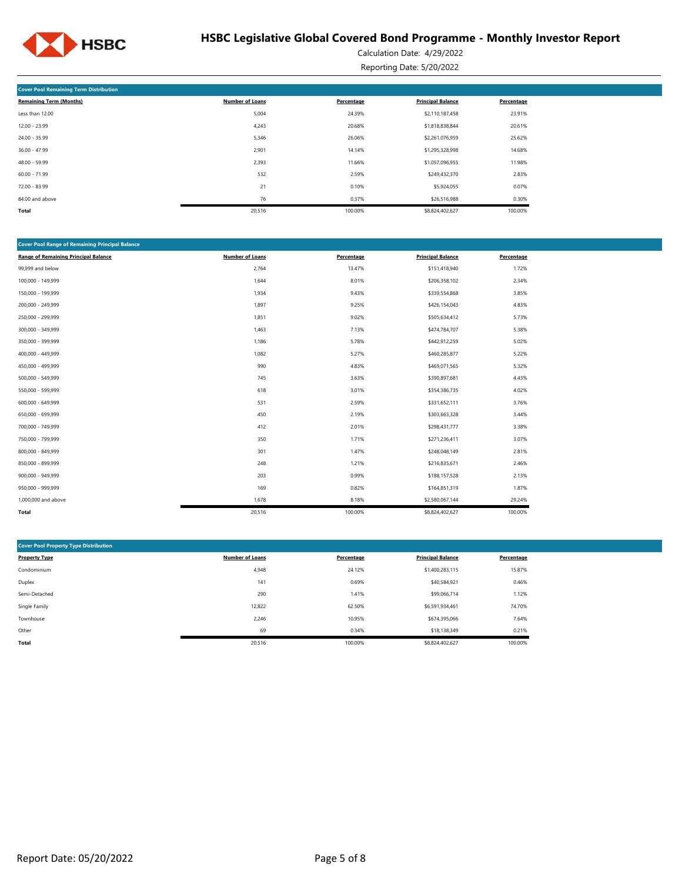# HSBC Legislative Global Covered Bond Programme - Monthly Investor Report

Calculation Date: 4/29/2022

Reporting Date: 5/20/2022

## Cover Pool Remaining Term Distribution

| Remaining Term (Months) | Number of Loans | Percentage | Principal Balance | Percentage |
|---|---|---|---|---|
| Less than 12.00 | 5,004 | 24.39% | $2,110,187,458 | 23.91% |
| 12.00 - 23.99 | 4,243 | 20.68% | $1,818,838,844 | 20.61% |
| 24.00 - 35.99 | 5,346 | 26.06% | $2,261,076,959 | 25.62% |
| 36.00 - 47.99 | 2,901 | 14.14% | $1,295,328,998 | 14.68% |
| 48.00 - 59.99 | 2,393 | 11.66% | $1,057,096,955 | 11.98% |
| 60.00 - 71.99 | 532 | 2.59% | $249,432,370 | 2.83% |
| 72.00 - 83.99 | 21 | 0.10% | $5,924,055 | 0.07% |
| 84.00 and above | 76 | 0.37% | $26,516,988 | 0.30% |
| **Total** | 20,516 | 100.00% | $8,824,402,627 | 100.00% |

## Cover Pool Range of Remaining Principal Balance

| Range of Remaining Principal Balance | Number of Loans | Percentage | Principal Balance | Percentage |
|---|---|---|---|---|
| 99,999 and below | 2,764 | 13.47% | $151,418,940 | 1.72% |
| 100,000 - 149,999 | 1,644 | 8.01% | $206,358,102 | 2.34% |
| 150,000 - 199,999 | 1,934 | 9.43% | $339,554,868 | 3.85% |
| 200,000 - 249,999 | 1,897 | 9.25% | $426,154,043 | 4.83% |
| 250,000 - 299,999 | 1,851 | 9.02% | $505,634,412 | 5.73% |
| 300,000 - 349,999 | 1,463 | 7.13% | $474,784,707 | 5.38% |
| 350,000 - 399,999 | 1,186 | 5.78% | $442,912,259 | 5.02% |
| 400,000 - 449,999 | 1,082 | 5.27% | $460,285,877 | 5.22% |
| 450,000 - 499,999 | 990 | 4.83% | $469,071,565 | 5.32% |
| 500,000 - 549,999 | 745 | 3.63% | $390,897,681 | 4.43% |
| 550,000 - 599,999 | 618 | 3.01% | $354,386,735 | 4.02% |
| 600,000 - 649,999 | 531 | 2.59% | $331,652,111 | 3.76% |
| 650,000 - 699,999 | 450 | 2.19% | $303,663,328 | 3.44% |
| 700,000 - 749,999 | 412 | 2.01% | $298,431,777 | 3.38% |
| 750,000 - 799,999 | 350 | 1.71% | $271,236,411 | 3.07% |
| 800,000 - 849,999 | 301 | 1.47% | $248,048,149 | 2.81% |
| 850,000 - 899,999 | 248 | 1.21% | $216,835,671 | 2.46% |
| 900,000 - 949,999 | 203 | 0.99% | $188,157,528 | 2.13% |
| 950,000 - 999,999 | 169 | 0.82% | $164,851,319 | 1.87% |
| 1,000,000 and above | 1,678 | 8.18% | $2,580,067,144 | 29.24% |
| **Total** | 20,516 | 100.00% | $8,824,402,627 | 100.00% |

## Cover Pool Property Type Distribution

| Property Type | Number of Loans | Percentage | Principal Balance | Percentage |
|---|---|---|---|---|
| Condominium | 4,948 | 24.12% | $1,400,283,115 | 15.87% |
| Duplex | 141 | 0.69% | $40,584,921 | 0.46% |
| Semi-Detached | 290 | 1.41% | $99,066,714 | 1.12% |
| Single Family | 12,822 | 62.50% | $6,591,934,461 | 74.70% |
| Townhouse | 2,246 | 10.95% | $674,395,066 | 7.64% |
| Other | 69 | 0.34% | $18,138,349 | 0.21% |
| **Total** | 20,516 | 100.00% | $8,824,402,627 | 100.00% |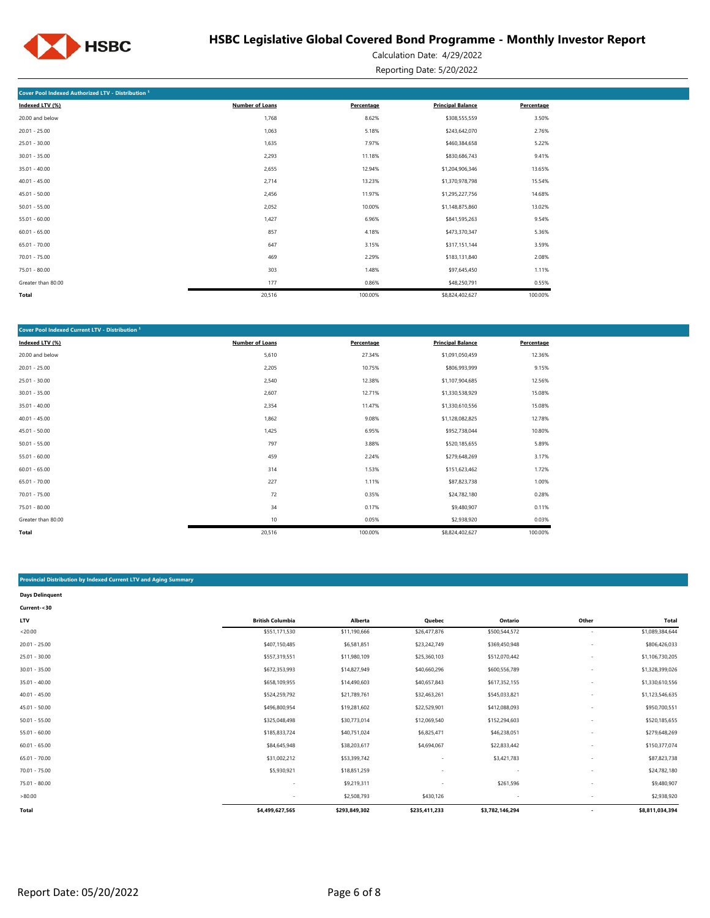## Cover Pool Indexed Authorized LTV - Distribution [1]

| Indexed LTV (%) | Number of Loans | Percentage | Principal Balance | Percentage |
|---|---|---|---|---|
| 20.00 and below | 1,768 | 8.62% | $308,555,559 | 3.50% |
| 20.01 - 25.00 | 1,063 | 5.18% | $243,642,070 | 2.76% |
| 25.01 - 30.00 | 1,635 | 7.97% | $460,384,658 | 5.22% |
| 30.01 - 35.00 | 2,293 | 11.18% | $830,686,743 | 9.41% |
| 35.01 - 40.00 | 2,655 | 12.94% | $1,204,906,346 | 13.65% |
| 40.01 - 45.00 | 2,714 | 13.23% | $1,370,978,798 | 15.54% |
| 45.01 - 50.00 | 2,456 | 11.97% | $1,295,227,756 | 14.68% |
| 50.01 - 55.00 | 2,052 | 10.00% | $1,148,875,860 | 13.02% |
| 55.01 - 60.00 | 1,427 | 6.96% | $841,595,263 | 9.54% |
| 60.01 - 65.00 | 857 | 4.18% | $473,370,347 | 5.36% |
| 65.01 - 70.00 | 647 | 3.15% | $317,151,144 | 3.59% |
| 70.01 - 75.00 | 469 | 2.29% | $183,131,840 | 2.08% |
| 75.01 - 80.00 | 303 | 1.48% | $97,645,450 | 1.11% |
| Greater than 80.00 | 177 | 0.86% | $48,250,791 | 0.55% |
| **Total** | 20,516 | 100.00% | $8,824,402,627 | 100.00% |

## Cover Pool Indexed Current LTV - Distribution [1]

| Indexed LTV (%) | Number of Loans | Percentage | Principal Balance | Percentage |
|---|---|---|---|---|
| 20.00 and below | 5,610 | 27.34% | $1,091,050,459 | 12.36% |
| 20.01 - 25.00 | 2,205 | 10.75% | $806,993,999 | 9.15% |
| 25.01 - 30.00 | 2,540 | 12.38% | $1,107,904,685 | 12.56% |
| 30.01 - 35.00 | 2,607 | 12.71% | $1,330,538,929 | 15.08% |
| 35.01 - 40.00 | 2,354 | 11.47% | $1,330,610,556 | 15.08% |
| 40.01 - 45.00 | 1,862 | 9.08% | $1,128,082,825 | 12.78% |
| 45.01 - 50.00 | 1,425 | 6.95% | $952,738,044 | 10.80% |
| 50.01 - 55.00 | 797 | 3.88% | $520,185,655 | 5.89% |
| 55.01 - 60.00 | 459 | 2.24% | $279,648,269 | 3.17% |
| 60.01 - 65.00 | 314 | 1.53% | $151,623,462 | 1.72% |
| 65.01 - 70.00 | 227 | 1.11% | $87,823,738 | 1.00% |
| 70.01 - 75.00 | 72 | 0.35% | $24,782,180 | 0.28% |
| 75.01 - 80.00 | 34 | 0.17% | $9,480,907 | 0.11% |
| Greater than 80.00 | 10 | 0.05% | $2,938,920 | 0.03% |
| **Total** | 20,516 | 100.00% | $8,824,402,627 | 100.00% |

## Provincial Distribution by Indexed Current LTV and Aging Summary

**Days Delinquent**

**Current-<30**

| LTV | British Columbia | Alberta | Quebec | Ontario | Other | Total |
|---|---|---|---|---|---|---|
| <20.00 | $551,171,530 | $11,190,666 | $26,477,876 | $500,544,572 | - | $1,089,384,644 |
| 20.01 - 25.00 | $407,150,485 | $6,581,851 | $23,242,749 | $369,450,948 | - | $806,426,033 |
| 25.01 - 30.00 | $557,319,551 | $11,980,109 | $25,360,103 | $512,070,442 | - | $1,106,730,205 |
| 30.01 - 35.00 | $672,353,993 | $14,827,949 | $40,660,296 | $600,556,789 | - | $1,328,399,026 |
| 35.01 - 40.00 | $658,109,955 | $14,490,603 | $40,657,843 | $617,352,155 | - | $1,330,610,556 |
| 40.01 - 45.00 | $524,259,792 | $21,789,761 | $32,463,261 | $545,033,821 | - | $1,123,546,635 |
| 45.01 - 50.00 | $496,800,954 | $19,281,602 | $22,529,901 | $412,088,093 | - | $950,700,551 |
| 50.01 - 55.00 | $325,048,498 | $30,773,014 | $12,069,540 | $152,294,603 | - | $520,185,655 |
| 55.01 - 60.00 | $185,833,724 | $40,751,024 | $6,825,471 | $46,238,051 | - | $279,648,269 |
| 60.01 - 65.00 | $84,645,948 | $38,203,617 | $4,694,067 | $22,833,442 | - | $150,377,074 |
| 65.01 - 70.00 | $31,002,212 | $53,399,742 | - | $3,421,783 | - | $87,823,738 |
| 70.01 - 75.00 | $5,930,921 | $18,851,259 | - | - | - | $24,782,180 |
| 75.01 - 80.00 | - | $9,219,311 | - | $261,596 | - | $9,480,907 |
| >80.00 | - | $2,508,793 | $430,126 | - | - | $2,938,920 |
| **Total** | **$4,499,627,565** | **$293,849,302** | **$235,411,233** | **$3,782,146,294** | **-** | **$8,811,034,394** |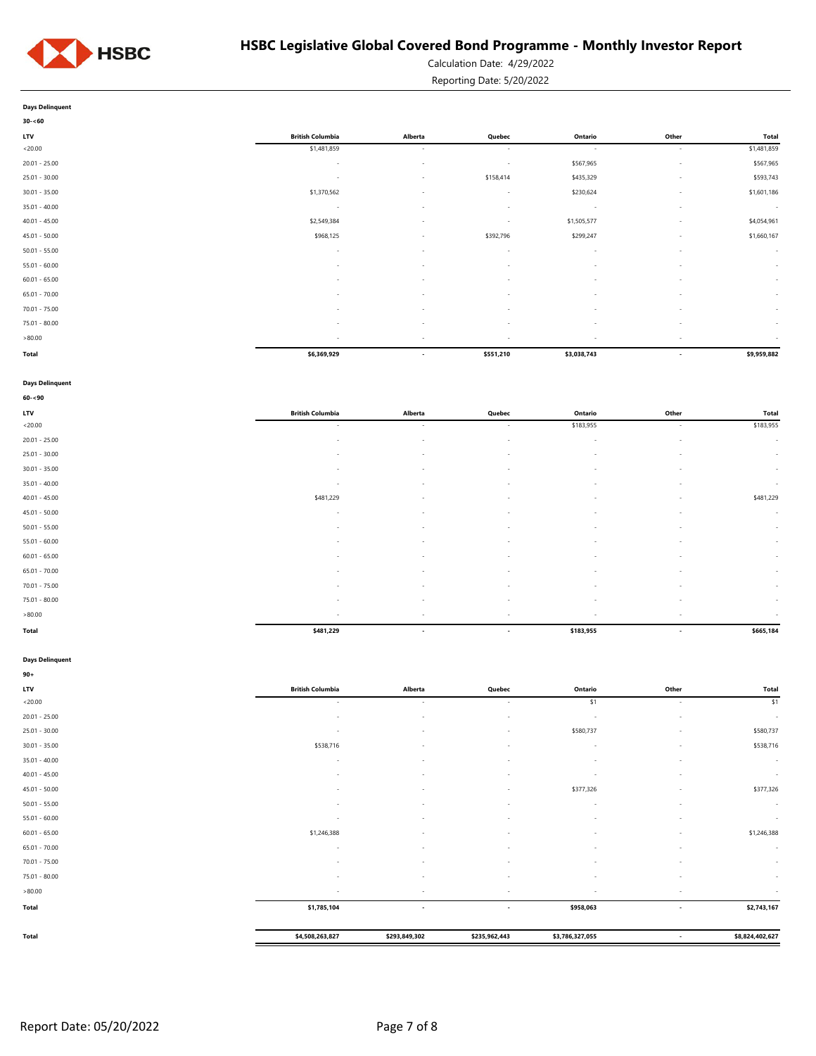**Days Delinquent**

**30-<60**

| LTV | British Columbia | Alberta | Quebec | Ontario | Other | Total |
|---|---|---|---|---|---|---|
| <20.00 | $1,481,859 | - | - | - | - | $1,481,859 |
| 20.01 - 25.00 | - | - | - | $567,965 | - | $567,965 |
| 25.01 - 30.00 | - | - | $158,414 | $435,329 | - | $593,743 |
| 30.01 - 35.00 | $1,370,562 | - | - | $230,624 | - | $1,601,186 |
| 35.01 - 40.00 | - | - | - | - | - | - |
| 40.01 - 45.00 | $2,549,384 | - | - | $1,505,577 | - | $4,054,961 |
| 45.01 - 50.00 | $968,125 | - | $392,796 | $299,247 | - | $1,660,167 |
| 50.01 - 55.00 | - | - | - | - | - | - |
| 55.01 - 60.00 | - | - | - | - | - | - |
| 60.01 - 65.00 | - | - | - | - | - | - |
| 65.01 - 70.00 | - | - | - | - | - | - |
| 70.01 - 75.00 | - | - | - | - | - | - |
| 75.01 - 80.00 | - | - | - | - | - | - |
| >80.00 | - | - | - | - | - | - |
| **Total** | **$6,369,929** | **-** | **$551,210** | **$3,038,743** | **-** | **$9,959,882** |

**Days Delinquent**

**60-<90**

| LTV | British Columbia | Alberta | Quebec | Ontario | Other | Total |
|---|---|---|---|---|---|---|
| <20.00 | - | - | - | $183,955 | - | $183,955 |
| 20.01 - 25.00 | - | - | - | - | - | - |
| 25.01 - 30.00 | - | - | - | - | - | - |
| 30.01 - 35.00 | - | - | - | - | - | - |
| 35.01 - 40.00 | - | - | - | - | - | - |
| 40.01 - 45.00 | $481,229 | - | - | - | - | $481,229 |
| 45.01 - 50.00 | - | - | - | - | - | - |
| 50.01 - 55.00 | - | - | - | - | - | - |
| 55.01 - 60.00 | - | - | - | - | - | - |
| 60.01 - 65.00 | - | - | - | - | - | - |
| 65.01 - 70.00 | - | - | - | - | - | - |
| 70.01 - 75.00 | - | - | - | - | - | - |
| 75.01 - 80.00 | - | - | - | - | - | - |
| >80.00 | - | - | - | - | - | - |
| **Total** | **$481,229** | **-** | **-** | **$183,955** | **-** | **$665,184** |

**Days Delinquent**

**90+**

| LTV | British Columbia | Alberta | Quebec | Ontario | Other | Total |
|---|---|---|---|---|---|---|
| <20.00 | - | - | - | $1 | - | $1 |
| 20.01 - 25.00 | - | - | - | - | - | - |
| 25.01 - 30.00 | - | - | - | $580,737 | - | $580,737 |
| 30.01 - 35.00 | $538,716 | - | - | - | - | $538,716 |
| 35.01 - 40.00 | - | - | - | - | - | - |
| 40.01 - 45.00 | - | - | - | - | - | - |
| 45.01 - 50.00 | - | - | - | $377,326 | - | $377,326 |
| 50.01 - 55.00 | - | - | - | - | - | - |
| 55.01 - 60.00 | - | - | - | - | - | - |
| 60.01 - 65.00 | $1,246,388 | - | - | - | - | $1,246,388 |
| 65.01 - 70.00 | - | - | - | - | - | - |
| 70.01 - 75.00 | - | - | - | - | - | - |
| 75.01 - 80.00 | - | - | - | - | - | - |
| >80.00 | - | - | - | - | - | - |
| **Total** | **$1,785,104** | **-** | **-** | **$958,063** | **-** | **$2,743,167** |
| **Total** | **$4,508,263,827** | **$293,849,302** | **$235,962,443** | **$3,786,327,055** | **-** | **$8,824,402,627** |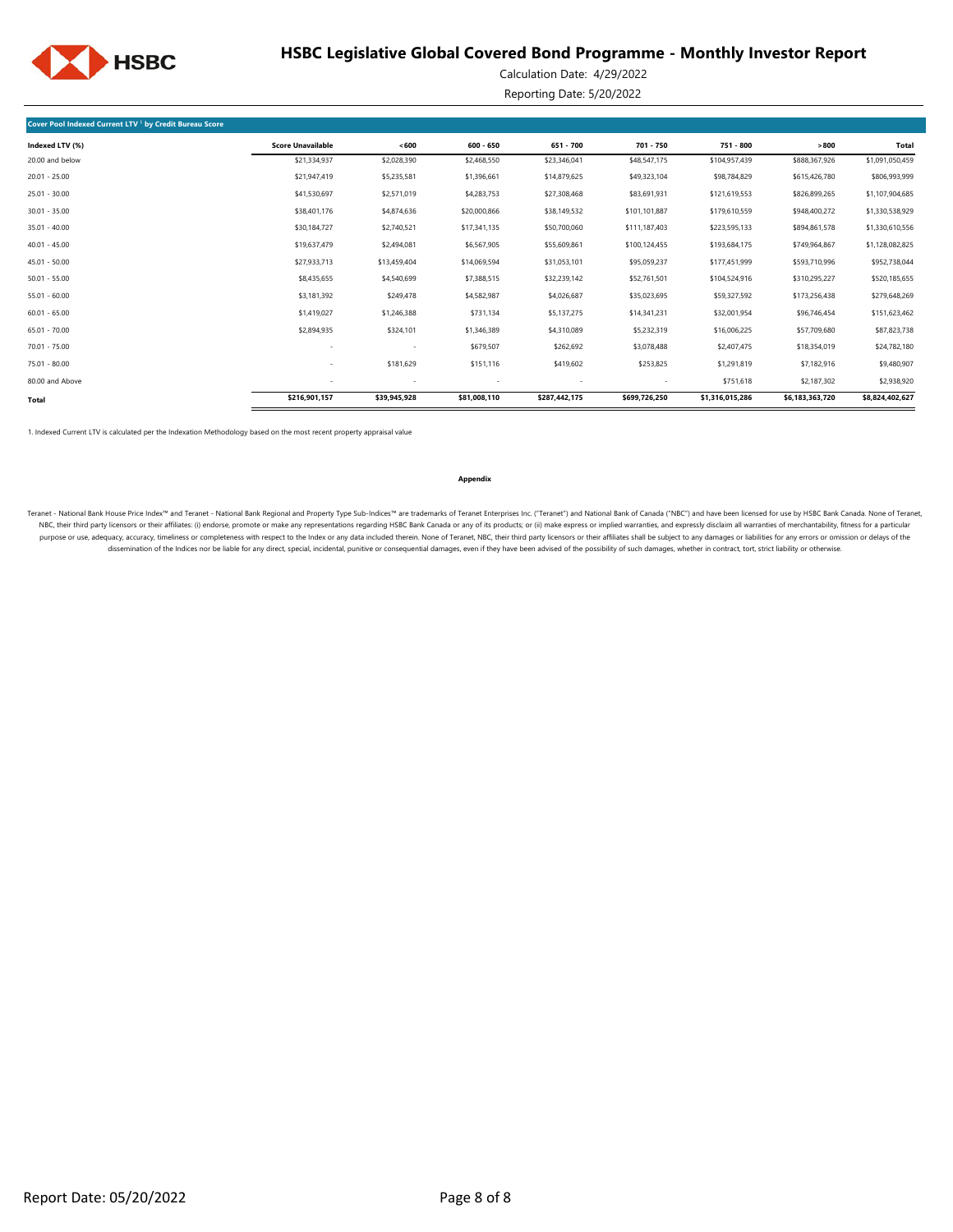# HSBC Legislative Global Covered Bond Programme - Monthly Investor Report

Calculation Date: 4/29/2022

Reporting Date: 5/20/2022

**Cover Pool Indexed Current LTV [1] by Credit Bureau Score**

| Indexed LTV (%) | Score Unavailable | <600 | 600 - 650 | 651 - 700 | 701 - 750 | 751 - 800 | >800 | Total |
|---|---|---|---|---|---|---|---|---|
| 20.00 and below | $21,334,937 | $2,028,390 | $2,468,550 | $23,346,041 | $48,547,175 | $104,957,439 | $888,367,926 | $1,091,050,459 |
| 20.01 - 25.00 | $21,947,419 | $5,235,581 | $1,396,661 | $14,879,625 | $49,323,104 | $98,784,829 | $615,426,780 | $806,993,999 |
| 25.01 - 30.00 | $41,530,697 | $2,571,019 | $4,283,753 | $27,308,468 | $83,691,931 | $121,619,553 | $826,899,265 | $1,107,904,685 |
| 30.01 - 35.00 | $38,401,176 | $4,874,636 | $20,000,866 | $38,149,532 | $101,101,887 | $179,610,559 | $948,400,272 | $1,330,538,929 |
| 35.01 - 40.00 | $30,184,727 | $2,740,521 | $17,341,135 | $50,700,060 | $111,187,403 | $223,595,133 | $894,861,578 | $1,330,610,556 |
| 40.01 - 45.00 | $19,637,479 | $2,494,081 | $6,567,905 | $55,609,861 | $100,124,455 | $193,684,175 | $749,964,867 | $1,128,082,825 |
| 45.01 - 50.00 | $27,933,713 | $13,459,404 | $14,069,594 | $31,053,101 | $95,059,237 | $177,451,999 | $593,710,996 | $952,738,044 |
| 50.01 - 55.00 | $8,435,655 | $4,540,699 | $7,388,515 | $32,239,142 | $52,761,501 | $104,524,916 | $310,295,227 | $520,185,655 |
| 55.01 - 60.00 | $3,181,392 | $249,478 | $4,582,987 | $4,026,687 | $35,023,695 | $59,327,592 | $173,256,438 | $279,648,269 |
| 60.01 - 65.00 | $1,419,027 | $1,246,388 | $731,134 | $5,137,275 | $14,341,231 | $32,001,954 | $96,746,454 | $151,623,462 |
| 65.01 - 70.00 | $2,894,935 | $324,101 | $1,346,389 | $4,310,089 | $5,232,319 | $16,006,225 | $57,709,680 | $87,823,738 |
| 70.01 - 75.00 | - | - | $679,507 | $262,692 | $3,078,488 | $2,407,475 | $18,354,019 | $24,782,180 |
| 75.01 - 80.00 | - | $181,629 | $151,116 | $419,602 | $253,825 | $1,291,819 | $7,182,916 | $9,480,907 |
| 80.00 and Above | - | - | - | - | - | $751,618 | $2,187,302 | $2,938,920 |
| **Total** | **$216,901,157** | **$39,945,928** | **$81,008,110** | **$287,442,175** | **$699,726,250** | **$1,316,015,286** | **$6,183,363,720** | **$8,824,402,627** |

1. Indexed Current LTV is calculated per the Indexation Methodology based on the most recent property appraisal value

**Appendix**

Teranet - National Bank House Price Index™ and Teranet - National Bank Regional and Property Type Sub-Indices™ are trademarks of Teranet Enterprises Inc. ("Teranet") and National Bank of Canada ("NBC") and have been licensed for use by HSBC Bank Canada. None of Teranet, NBC, their third party licensors or their affiliates: (i) endorse, promote or make any representations regarding HSBC Bank Canada or any of its products; or (ii) make express or implied warranties, and expressly disclaim all warranties of merchantability, fitness for a particular purpose or use, adequacy, accuracy, timeliness or completeness with respect to the Index or any data included therein. None of Teranet, NBC, their third party licensors or their affiliates shall be subject to any damages or liabilities for any errors or omission or delays of the dissemination of the Indices nor be liable for any direct, special, incidental, punitive or consequential damages, even if they have been advised of the possibility of such damages, whether in contract, tort, strict liability or otherwise.

Report Date: 05/20/2022